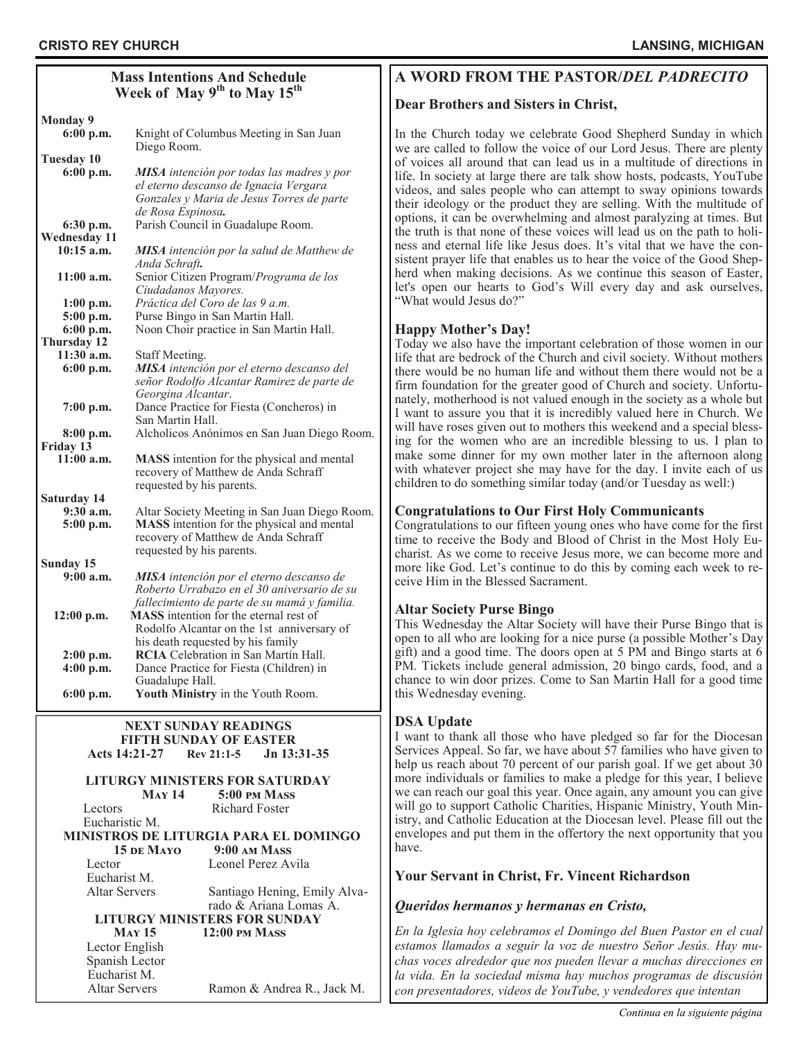## Mass Intentions And Schedule
### Week of May 9th to May 15th

**Monday 9**

**6:00 p.m.** Knight of Columbus Meeting in San Juan Diego Room.

**Tuesday 10**

**6:00 p.m.** ***MISA*** *intención por todas las madres y por el eterno descanso de Ignacia Vergara Gonzales y Maria de Jesus Torres de parte de Rosa Espinosa.*

**6:30 p.m.** Parish Council in Guadalupe Room.

**Wednesday 11**

**10:15 a.m.** ***MISA*** *intención por la salud de Matthew de Anda Schraft.*

**11:00 a.m.** Senior Citizen Program/*Programa de los Ciudadanos Mayores.*

**1:00 p.m.** *Práctica del Coro de las 9 a.m.*

**5:00 p.m.** Purse Bingo in San Martin Hall.

**6:00 p.m.** Noon Choir practice in San Martín Hall.

**Thursday 12**

**11:30 a.m.** Staff Meeting.

**6:00 p.m.** ***MISA*** *intención por el eterno descanso del señor Rodolfo Alcantar Ramirez de parte de Georgina Alcantar.*

**7:00 p.m.** Dance Practice for Fiesta (Concheros) in San Martin Hall.

**8:00 p.m.** Alcholicos Anónimos en San Juan Diego Room.

**Friday 13**

**11:00 a.m.** **MASS** intention for the physical and mental recovery of Matthew de Anda Schraff requested by his parents.

**Saturday 14**

**9:30 a.m.** Altar Society Meeting in San Juan Diego Room.

**5:00 p.m.** **MASS** intention for the physical and mental recovery of Matthew de Anda Schraff requested by his parents.

**Sunday 15**

**9:00 a.m.** ***MISA*** *intención por el eterno descanso de Roberto Urrabazo en el 30 aniversario de su fallecimiento de parte de su mamá y familia.*

**12:00 p.m.** **MASS** intention for the eternal rest of Rodolfo Alcantar on the 1st anniversary of his death requested by his family

**2:00 p.m.** **RCIA** Celebration in San Martín Hall.

**4:00 p.m.** Dance Practice for Fiesta (Children) in Guadalupe Hall.

**6:00 p.m.** **Youth Ministry** in the Youth Room.

---

**NEXT SUNDAY READINGS**
**FIFTH SUNDAY OF EASTER**
**Acts 14:21-27 Rev 21:1-5 Jn 13:31-35**

**LITURGY MINISTERS FOR SATURDAY**
**May 14 5:00 pm Mass**

| | |
|---|---|
| Lectors | Richard Foster |
| Eucharistic M. | |

**MINISTROS DE LITURGIA PARA EL DOMINGO**
**15 de Mayo 9:00 am Mass**

| | |
|---|---|
| Lector | Leonel Perez Avila |
| Eucharist M. | |
| Altar Servers | Santiago Hening, Emily Alvarado & Ariana Lomas A. |

**LITURGY MINISTERS FOR SUNDAY**
**May 15 12:00 pm Mass**

| | |
|---|---|
| Lector English | |
| Spanish Lector | |
| Eucharist M. | |
| Altar Servers | Ramon & Andrea R., Jack M. |

---

## A WORD FROM THE PASTOR/*DEL PADRECITO*

### Dear Brothers and Sisters in Christ,

In the Church today we celebrate Good Shepherd Sunday in which we are called to follow the voice of our Lord Jesus. There are plenty of voices all around that can lead us in a multitude of directions in life. In society at large there are talk show hosts, podcasts, YouTube videos, and sales people who can attempt to sway opinions towards their ideology or the product they are selling. With the multitude of options, it can be overwhelming and almost paralyzing at times. But the truth is that none of these voices will lead us on the path to holiness and eternal life like Jesus does. It's vital that we have the consistent prayer life that enables us to hear the voice of the Good Shepherd when making decisions. As we continue this season of Easter, let's open our hearts to God's Will every day and ask ourselves, "What would Jesus do?"

### Happy Mother's Day!

Today we also have the important celebration of those women in our life that are bedrock of the Church and civil society. Without mothers there would be no human life and without them there would not be a firm foundation for the greater good of Church and society. Unfortunately, motherhood is not valued enough in the society as a whole but I want to assure you that it is incredibly valued here in Church. We will have roses given out to mothers this weekend and a special blessing for the women who are an incredible blessing to us. I plan to make some dinner for my own mother later in the afternoon along with whatever project she may have for the day. I invite each of us children to do something similar today (and/or Tuesday as well:)

### Congratulations to Our First Holy Communicants

Congratulations to our fifteen young ones who have come for the first time to receive the Body and Blood of Christ in the Most Holy Eucharist. As we come to receive Jesus more, we can become more and more like God. Let's continue to do this by coming each week to receive Him in the Blessed Sacrament.

### Altar Society Purse Bingo

This Wednesday the Altar Society will have their Purse Bingo that is open to all who are looking for a nice purse (a possible Mother's Day gift) and a good time. The doors open at 5 PM and Bingo starts at 6 PM. Tickets include general admission, 20 bingo cards, food, and a chance to win door prizes. Come to San Martin Hall for a good time this Wednesday evening.

### DSA Update

I want to thank all those who have pledged so far for the Diocesan Services Appeal. So far, we have about 57 families who have given to help us reach about 70 percent of our parish goal. If we get about 30 more individuals or families to make a pledge for this year, I believe we can reach our goal this year. Once again, any amount you can give will go to support Catholic Charities, Hispanic Ministry, Youth Ministry, and Catholic Education at the Diocesan level. Please fill out the envelopes and put them in the offertory the next opportunity that you have.

**Your Servant in Christ, Fr. Vincent Richardson**

### *Queridos hermanos y hermanas en Cristo,*

*En la Iglesia hoy celebramos el Domingo del Buen Pastor en el cual estamos llamados a seguir la voz de nuestro Señor Jesús. Hay muchas voces alrededor que nos pueden llevar a muchas direcciones en la vida. En la sociedad misma hay muchos programas de discusión con presentadores, videos de YouTube, y vendedores que intentan*

*Continua en la siguiente página*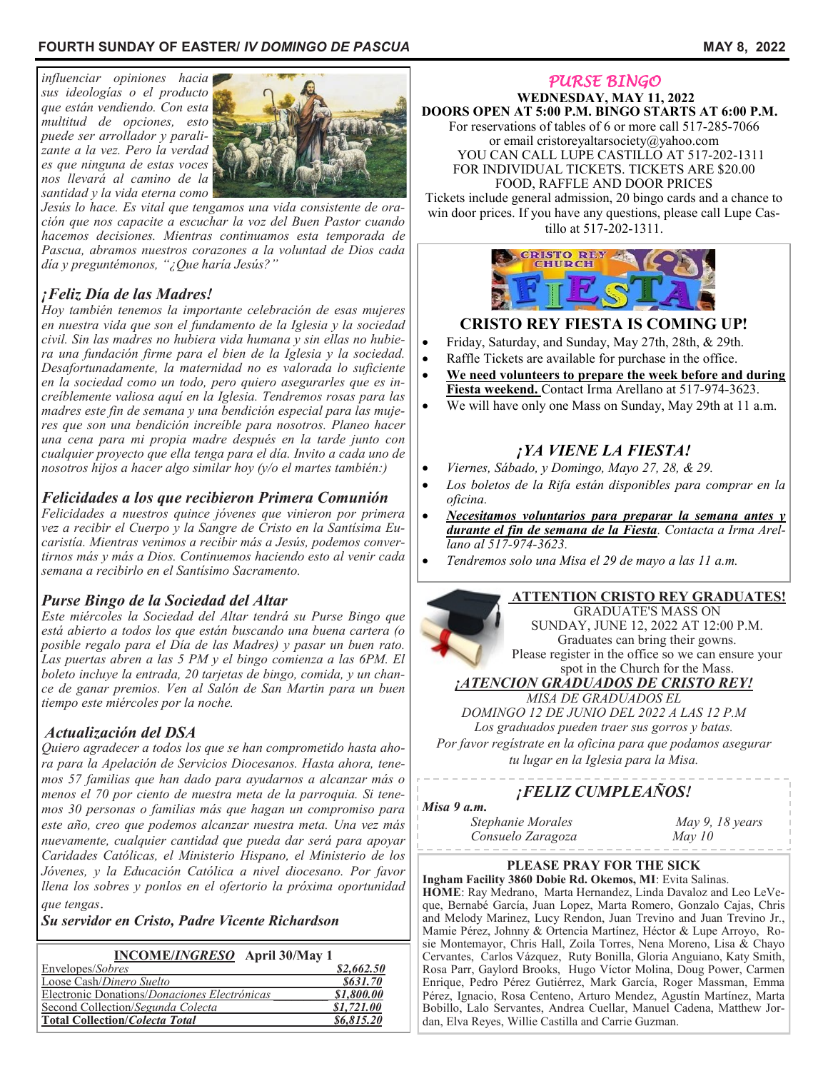*influenciar opiniones hacia sus ideologías o el producto que están vendiendo. Con esta multitud de opciones, esto puede ser arrollador y paralizante a la vez. Pero la verdad es que ninguna de estas voces nos llevará al camino de la santidad y la vida eterna como Jesús lo hace. Es vital que tengamos una vida consistente de oración que nos capacite a escuchar la voz del Buen Pastor cuando hacemos decisiones. Mientras continuamos esta temporada de Pascua, abramos nuestros corazones a la voluntad de Dios cada día y preguntémonos, "¿Que haría Jesús?"*

## *¡Feliz Día de las Madres!*

*Hoy también tenemos la importante celebración de esas mujeres en nuestra vida que son el fundamento de la Iglesia y la sociedad civil. Sin las madres no hubiera vida humana y sin ellas no hubiera una fundación firme para el bien de la Iglesia y la sociedad. Desafortunadamente, la maternidad no es valorada lo suficiente en la sociedad como un todo, pero quiero asegurarles que es increíblemente valiosa aquí en la Iglesia. Tendremos rosas para las madres este fin de semana y una bendición especial para las mujeres que son una bendición increíble para nosotros. Planeo hacer una cena para mi propia madre después en la tarde junto con cualquier proyecto que ella tenga para el día. Invito a cada uno de nosotros hijos a hacer algo similar hoy (y/o el martes también:)*

## *Felicidades a los que recibieron Primera Comunión*

*Felicidades a nuestros quince jóvenes que vinieron por primera vez a recibir el Cuerpo y la Sangre de Cristo en la Santísima Eucaristía. Mientras venimos a recibir más a Jesús, podemos convertirnos más y más a Dios. Continuemos haciendo esto al venir cada semana a recibirlo en el Santísimo Sacramento.*

## *Purse Bingo de la Sociedad del Altar*

*Este miércoles la Sociedad del Altar tendrá su Purse Bingo que está abierto a todos los que están buscando una buena cartera (o posible regalo para el Día de las Madres) y pasar un buen rato. Las puertas abren a las 5 PM y el bingo comienza a las 6PM. El boleto incluye la entrada, 20 tarjetas de bingo, comida, y un chance de ganar premios. Ven al Salón de San Martin para un buen tiempo este miércoles por la noche.*

## *Actualización del DSA*

*Quiero agradecer a todos los que se han comprometido hasta ahora para la Apelación de Servicios Diocesanos. Hasta ahora, tenemos 57 familias que han dado para ayudarnos a alcanzar más o menos el 70 por ciento de nuestra meta de la parroquia. Si tenemos 30 personas o familias más que hagan un compromiso para este año, creo que podemos alcanzar nuestra meta. Una vez más nuevamente, cualquier cantidad que pueda dar será para apoyar Caridades Católicas, el Ministerio Hispano, el Ministerio de los Jóvenes, y la Educación Católica a nivel diocesano. Por favor llena los sobres y ponlos en el ofertorio la próxima oportunidad que tengas.*

***Su servidor en Cristo, Padre Vicente Richardson***

| **INCOME/*INGRESO*** | **April 30/May 1** |
|---|---|
| Envelopes/*Sobres* | ***$2,662.50*** |
| Loose Cash/*Dinero Suelto* | ***$631.70*** |
| Electronic Donations/*Donaciones Electrónicas* | ***$1,800.00*** |
| Second Collection/*Segunda Colecta* | ***$1,721.00*** |
| **Total Collection/*Colecta Total*** | ***$6,815.20*** |

## *PURSE BINGO*

**WEDNESDAY, MAY 11, 2022**
**DOORS OPEN AT 5:00 P.M. BINGO STARTS AT 6:00 P.M.**
For reservations of tables of 6 or more call 517-285-7066
or email cristoreyaltarsociety@yahoo.com
YOU CAN CALL LUPE CASTILLO AT 517-202-1311
FOR INDIVIDUAL TICKETS. TICKETS ARE $20.00
FOOD, RAFFLE AND DOOR PRICES
Tickets include general admission, 20 bingo cards and a chance to win door prices. If you have any questions, please call Lupe Castillo at 517-202-1311.

## CRISTO REY FIESTA IS COMING UP!

- Friday, Saturday, and Sunday, May 27th, 28th, & 29th.
- Raffle Tickets are available for purchase in the office.
- **<u>We need volunteers to prepare the week before and during Fiesta weekend.</u>** Contact Irma Arellano at 517-974-3623.
- We will have only one Mass on Sunday, May 29th at 11 a.m.

## *¡YA VIENE LA FIESTA!*

- *Viernes, Sábado, y Domingo, Mayo 27, 28, & 29.*
- *Los boletos de la Rifa están disponibles para comprar en la oficina.*
- ***<u>Necesitamos voluntarios para preparar la semana antes y durante el fin de semana de la Fiesta</u>**. Contacta a Irma Arellano al 517-974-3623.*
- *Tendremos solo una Misa el 29 de mayo a las 11 a.m.*

## <u>ATTENTION CRISTO REY GRADUATES!</u>

GRADUATE'S MASS ON
SUNDAY, JUNE 12, 2022 AT 12:00 P.M.
Graduates can bring their gowns.
Please register in the office so we can ensure your spot in the Church for the Mass.

## *<u>¡ATENCION GRADUADOS DE CRISTO REY!</u>*

*MISA DE GRADUADOS EL*
*DOMINGO 12 DE JUNIO DEL 2022 A LAS 12 P.M*
*Los graduados pueden traer sus gorros y batas.*
*Por favor regístrate en la oficina para que podamos asegurar tu lugar en la Iglesia para la Misa.*

## *¡FELIZ CUMPLEAÑOS!*

***Misa 9 a.m.***

*Stephanie Morales — May 9, 18 years*
*Consuelo Zaragoza — May 10*

## PLEASE PRAY FOR THE SICK

**Ingham Facility 3860 Dobie Rd. Okemos, MI**: Evita Salinas.
**HOME**: Ray Medrano, Marta Hernandez, Linda Davaloz and Leo LeVeque, Bernabé García, Juan Lopez, Marta Romero, Gonzalo Cajas, Chris and Melody Marinez, Lucy Rendon, Juan Trevino and Juan Trevino Jr., Mamie Pérez, Johnny & Ortencia Martínez, Héctor & Lupe Arroyo, Rosie Montemayor, Chris Hall, Zoila Torres, Nena Moreno, Lisa & Chayo Cervantes, Carlos Vázquez, Ruty Bonilla, Gloria Anguiano, Katy Smith, Rosa Parr, Gaylord Brooks, Hugo Víctor Molina, Doug Power, Carmen Enrique, Pedro Pérez Gutiérrez, Mark García, Roger Massman, Emma Pérez, Ignacio, Rosa Centeno, Arturo Mendez, Agustín Martínez, Marta Bobillo, Lalo Servantes, Andrea Cuellar, Manuel Cadena, Matthew Jordan, Elva Reyes, Willie Castilla and Carrie Guzman.